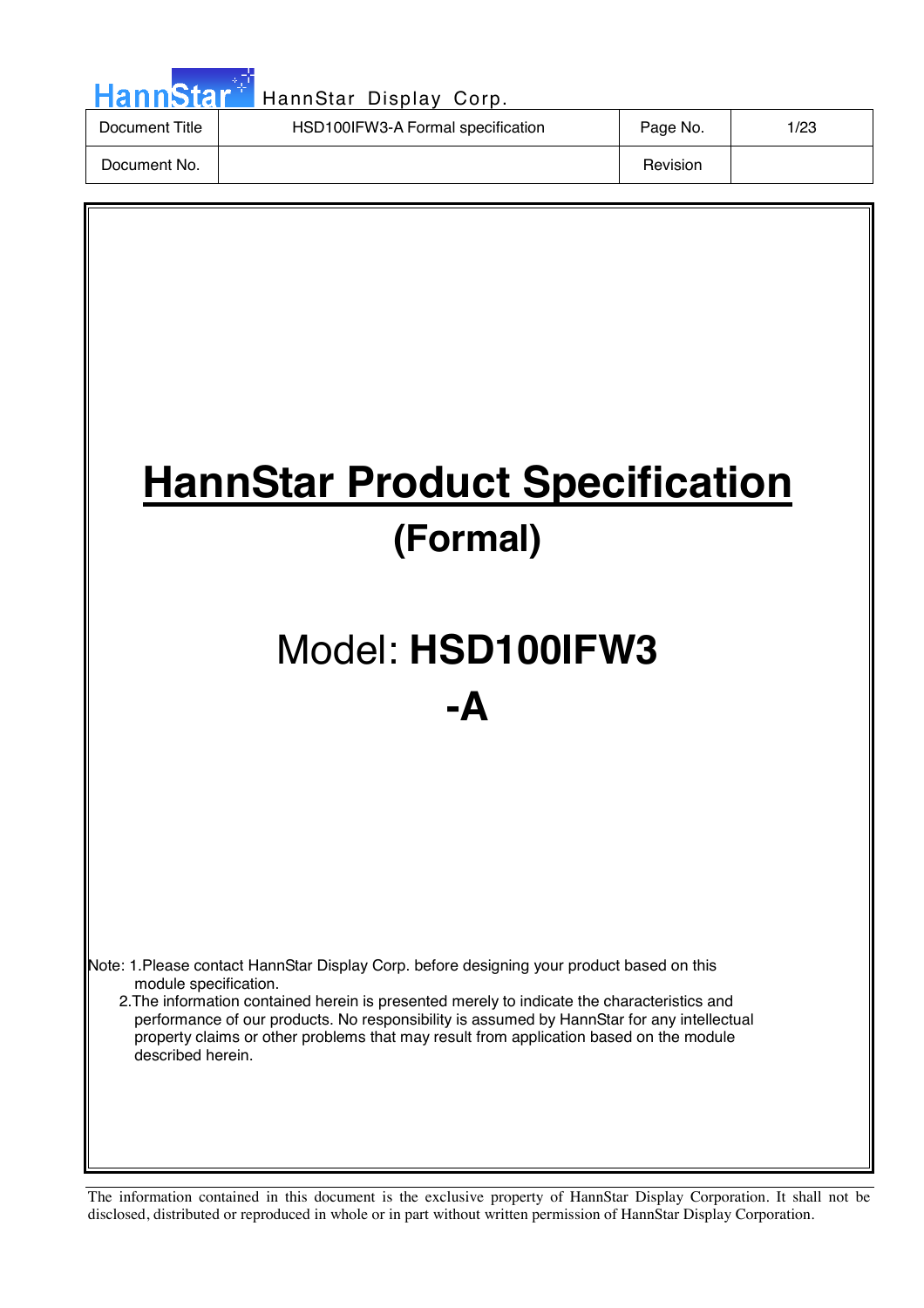| Document Title | HSD100IFW3-A Formal specification | Page No. | 1/23 |
|---|---|---|---|
| Document No. | | Revision | |

# HannStar Product Specification

## (Formal)

# Model: **HSD100IFW3 -A**

Note: 1.Please contact HannStar Display Corp. before designing your product based on this module specification.
2.The information contained herein is presented merely to indicate the characteristics and performance of our products. No responsibility is assumed by HannStar for any intellectual property claims or other problems that may result from application based on the module described herein.

The information contained in this document is the exclusive property of HannStar Display Corporation. It shall not be disclosed, distributed or reproduced in whole or in part without written permission of HannStar Display Corporation.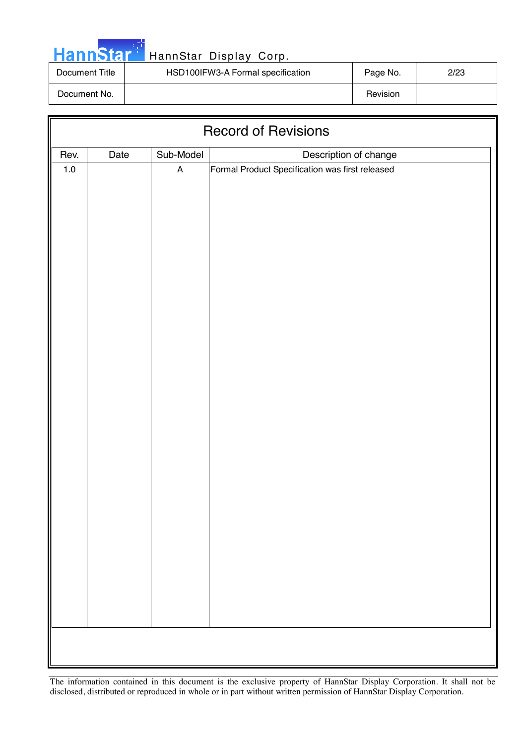# Record of Revisions

| Rev. | Date | Sub-Model | Description of change |
|---|---|---|---|
| 1.0 | | A | Formal Product Specification was first released |

The information contained in this document is the exclusive property of HannStar Display Corporation. It shall not be disclosed, distributed or reproduced in whole or in part without written permission of HannStar Display Corporation.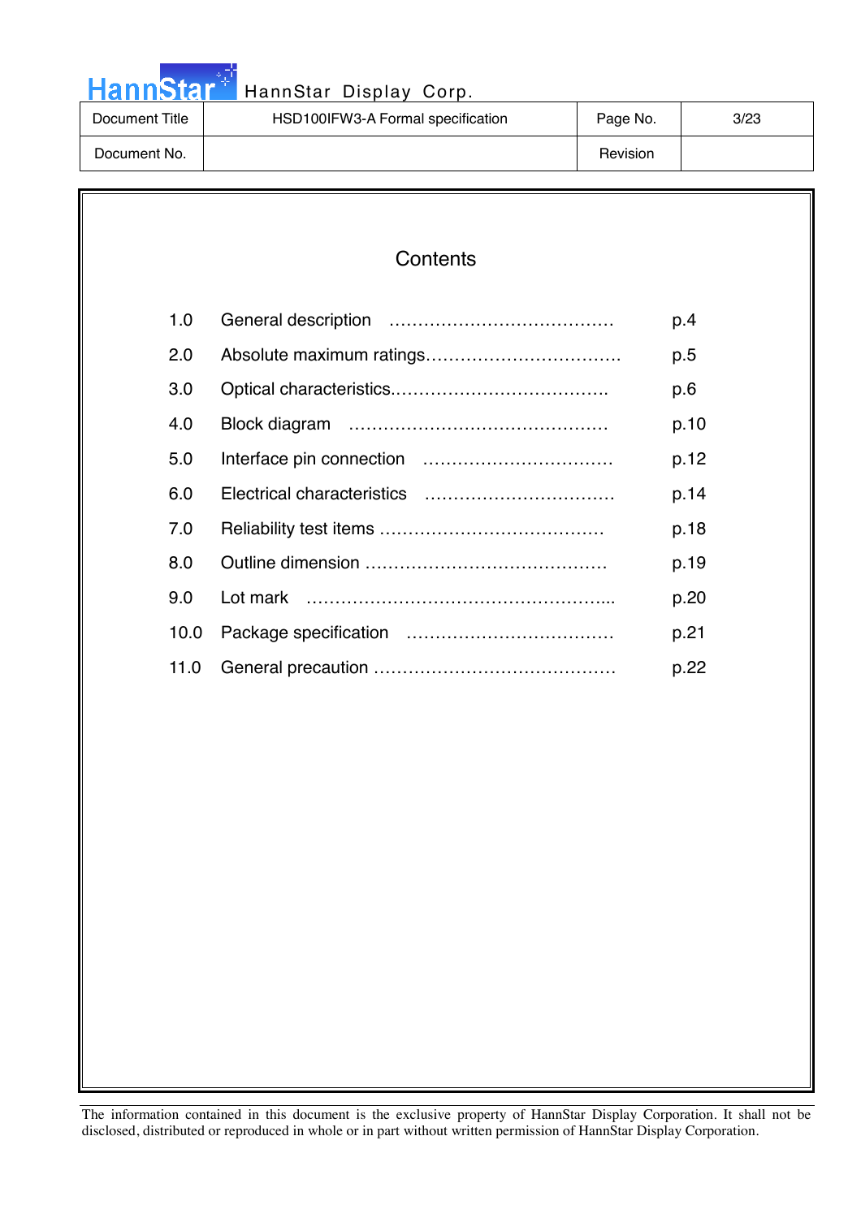# Contents

| | | |
|---|---|---|
| 1.0 | General description ………………………………… | p.4 |
| 2.0 | Absolute maximum ratings……………………………. | p.5 |
| 3.0 | Optical characteristics………………………………. | p.6 |
| 4.0 | Block diagram ……………………………………… | p.10 |
| 5.0 | Interface pin connection …………………………… | p.12 |
| 6.0 | Electrical characteristics …………………………… | p.14 |
| 7.0 | Reliability test items ………………………………… | p.18 |
| 8.0 | Outline dimension …………………………………… | p.19 |
| 9.0 | Lot mark ……………………………………………... | p.20 |
| 10.0 | Package specification ……………………………… | p.21 |
| 11.0 | General precaution …………………………………… | p.22 |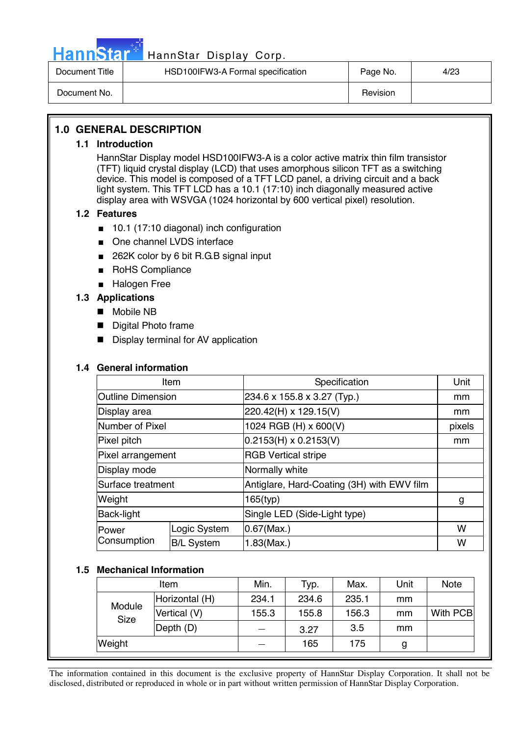## 1.0 GENERAL DESCRIPTION

### 1.1 Introduction

HannStar Display model HSD100IFW3-A is a color active matrix thin film transistor (TFT) liquid crystal display (LCD) that uses amorphous silicon TFT as a switching device. This model is composed of a TFT LCD panel, a driving circuit and a back light system. This TFT LCD has a 10.1 (17:10) inch diagonally measured active display area with WSVGA (1024 horizontal by 600 vertical pixel) resolution.

### 1.2 Features

- 10.1 (17:10 diagonal) inch configuration
- One channel LVDS interface
- 262K color by 6 bit R.G.B signal input
- RoHS Compliance
- Halogen Free

### 1.3 Applications

- Mobile NB
- Digital Photo frame
- Display terminal for AV application

### 1.4 General information

| Item | | Specification | Unit |
|---|---|---|---|
| Outline Dimension | | 234.6 x 155.8 x 3.27 (Typ.) | mm |
| Display area | | 220.42(H) x 129.15(V) | mm |
| Number of Pixel | | 1024 RGB (H) x 600(V) | pixels |
| Pixel pitch | | 0.2153(H) x 0.2153(V) | mm |
| Pixel arrangement | | RGB Vertical stripe | |
| Display mode | | Normally white | |
| Surface treatment | | Antiglare, Hard-Coating (3H) with EWV film | |
| Weight | | 165(typ) | g |
| Back-light | | Single LED (Side-Light type) | |
| Power Consumption | Logic System | 0.67(Max.) | W |
| | B/L System | 1.83(Max.) | W |

### 1.5 Mechanical Information

| Item | | Min. | Typ. | Max. | Unit | Note |
|---|---|---|---|---|---|---|
| Module Size | Horizontal (H) | 234.1 | 234.6 | 235.1 | mm | |
| | Vertical (V) | 155.3 | 155.8 | 156.3 | mm | With PCB |
| | Depth (D) | — | 3.27 | 3.5 | mm | |
| Weight | | — | 165 | 175 | g | |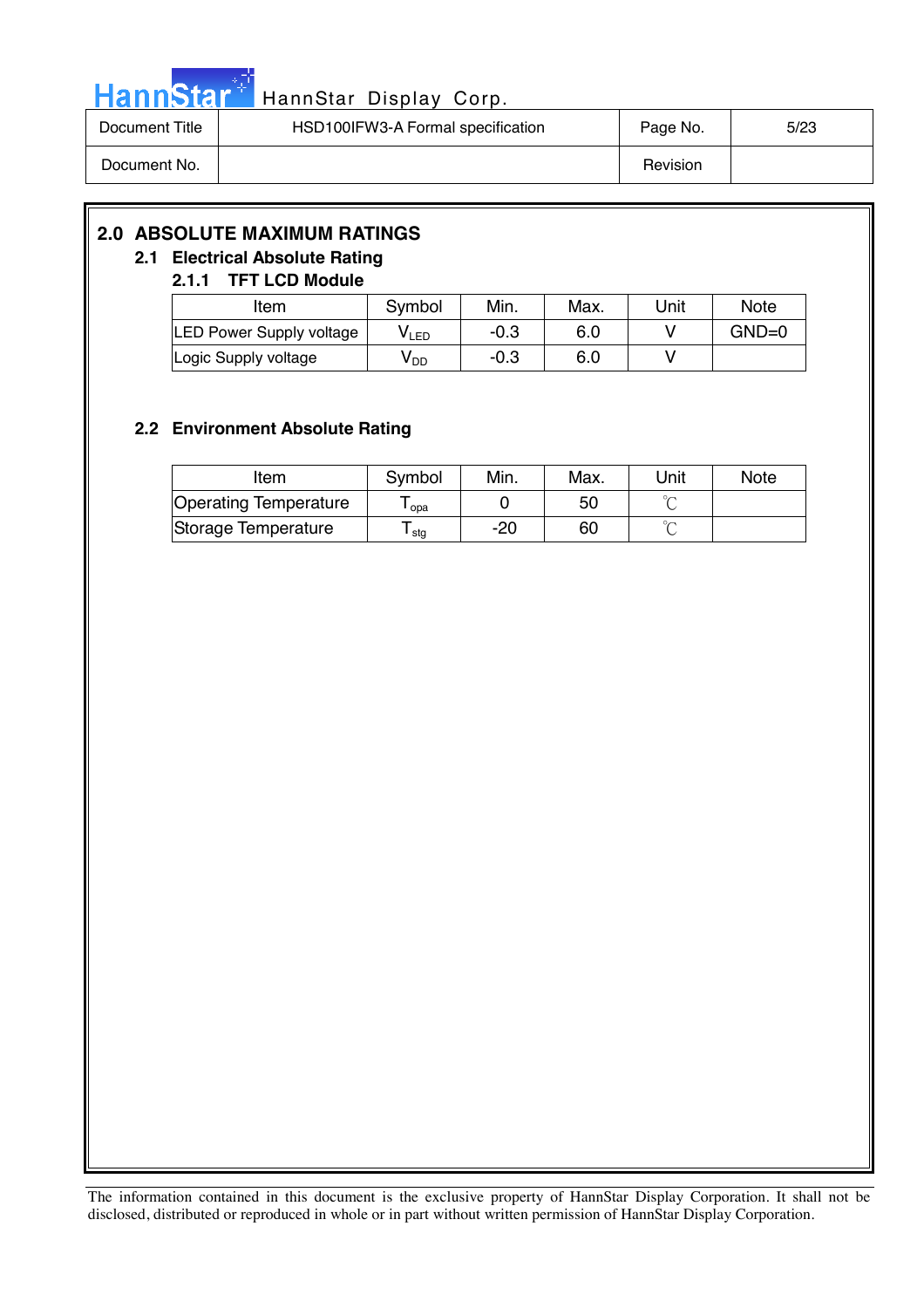## 2.0 ABSOLUTE MAXIMUM RATINGS

### 2.1 Electrical Absolute Rating

#### 2.1.1 TFT LCD Module

| Item | Symbol | Min. | Max. | Unit | Note |
|---|---|---|---|---|---|
| LED Power Supply voltage | $V_{LED}$ | -0.3 | 6.0 | V | GND=0 |
| Logic Supply voltage | $V_{DD}$ | -0.3 | 6.0 | V | |

### 2.2 Environment Absolute Rating

| Item | Symbol | Min. | Max. | Unit | Note |
|---|---|---|---|---|---|
| Operating Temperature | $T_{opa}$ | 0 | 50 | ℃ | |
| Storage Temperature | $T_{stg}$ | -20 | 60 | ℃ | |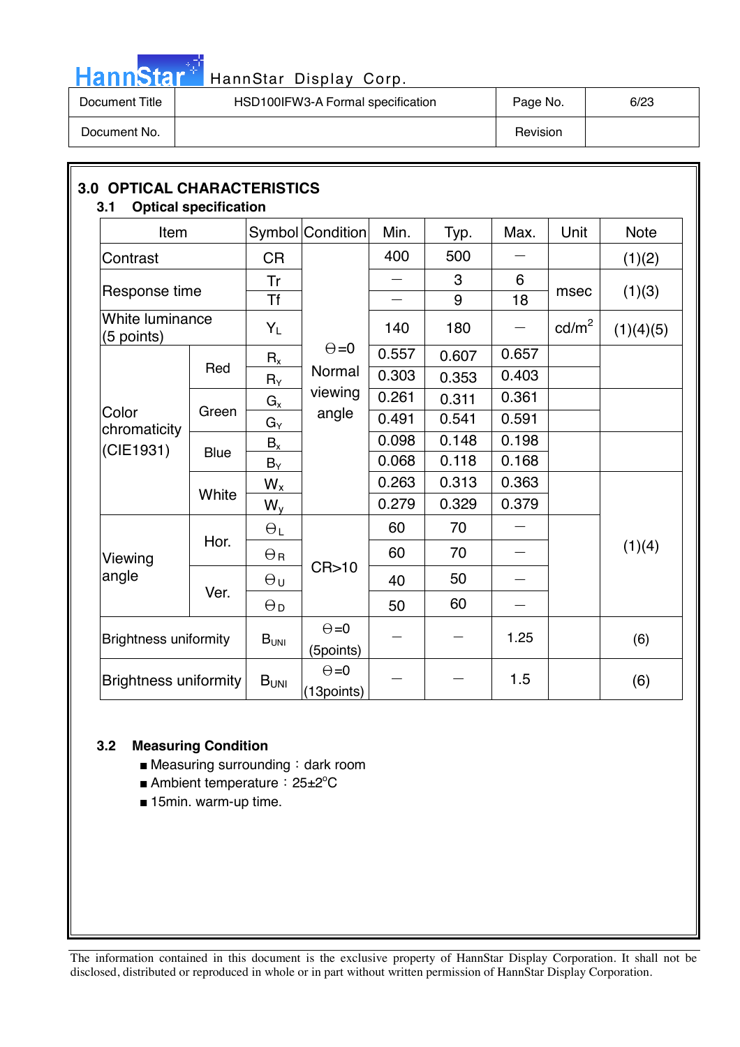## 3.0 OPTICAL CHARACTERISTICS

### 3.1 Optical specification

| Item | | Symbol | Condition | Min. | Typ. | Max. | Unit | Note |
|---|---|---|---|---|---|---|---|---|
| Contrast | | CR | Θ=0 Normal viewing angle | 400 | 500 | – | | (1)(2) |
| Response time | | Tr | | – | 3 | 6 | msec | (1)(3) |
| | | Tf | | – | 9 | 18 | | |
| White luminance (5 points) | | $Y_L$ | | 140 | 180 | – | cd/m² | (1)(4)(5) |
| Color chromaticity (CIE1931) | Red | $R_x$ | | 0.557 | 0.607 | 0.657 | | |
| | | $R_Y$ | | 0.303 | 0.353 | 0.403 | | |
| | Green | $G_x$ | | 0.261 | 0.311 | 0.361 | | |
| | | $G_Y$ | | 0.491 | 0.541 | 0.591 | | |
| | Blue | $B_x$ | | 0.098 | 0.148 | 0.198 | | |
| | | $B_Y$ | | 0.068 | 0.118 | 0.168 | | |
| | White | $W_x$ | | 0.263 | 0.313 | 0.363 | | (1)(4) |
| | | $W_y$ | | 0.279 | 0.329 | 0.379 | | |
| Viewing angle | Hor. | $\Theta_L$ | CR>10 | 60 | 70 | – | | |
| | | $\Theta_R$ | | 60 | 70 | – | | |
| | Ver. | $\Theta_U$ | | 40 | 50 | – | | |
| | | $\Theta_D$ | | 50 | 60 | – | | |
| Brightness uniformity | | $B_{UNI}$ | Θ=0 (5points) | – | – | 1.25 | | (6) |
| Brightness uniformity | | $B_{UNI}$ | Θ=0 (13points) | – | – | 1.5 | | (6) |

### 3.2 Measuring Condition

- Measuring surrounding : dark room
- Ambient temperature : 25±2°C
- 15min. warm-up time.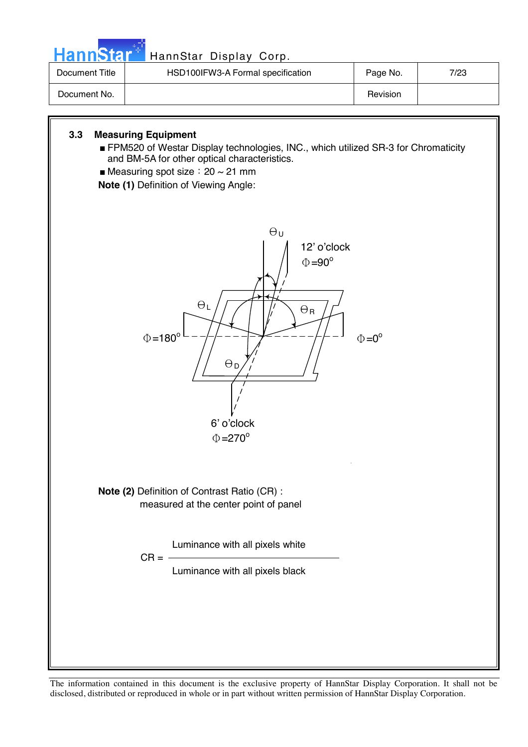### 3.3 Measuring Equipment

- FPM520 of Westar Display technologies, INC., which utilized SR-3 for Chromaticity and BM-5A for other optical characteristics.
- Measuring spot size：20 ~ 21 mm

**Note (1)** Definition of Viewing Angle:

$\Theta_U$

12' o'clock
$\Phi = 90^o$

$\Theta_L$ $\Theta_R$

$\Phi = 180^o$ $\Phi = 0^o$

$\Theta_D$

6' o'clock
$\Phi = 270^o$

**Note (2)** Definition of Contrast Ratio (CR) :
measured at the center point of panel

$$CR = \frac{\text{Luminance with all pixels white}}{\text{Luminance with all pixels black}}$$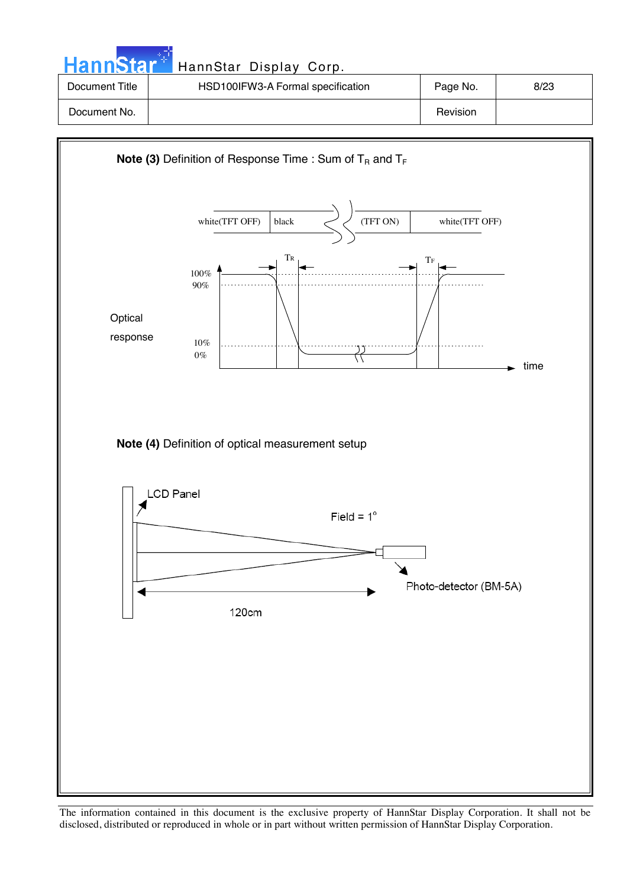**Note (3)** Definition of Response Time : Sum of $T_R$ and $T_F$

white(TFT OFF) | black | (TFT ON) | white(TFT OFF)

$T_R$ $T_F$

100%
90%

Optical response

10%
0%

time

**Note (4)** Definition of optical measurement setup

LCD Panel

Field = 1°

Photo-detector (BM-5A)

120cm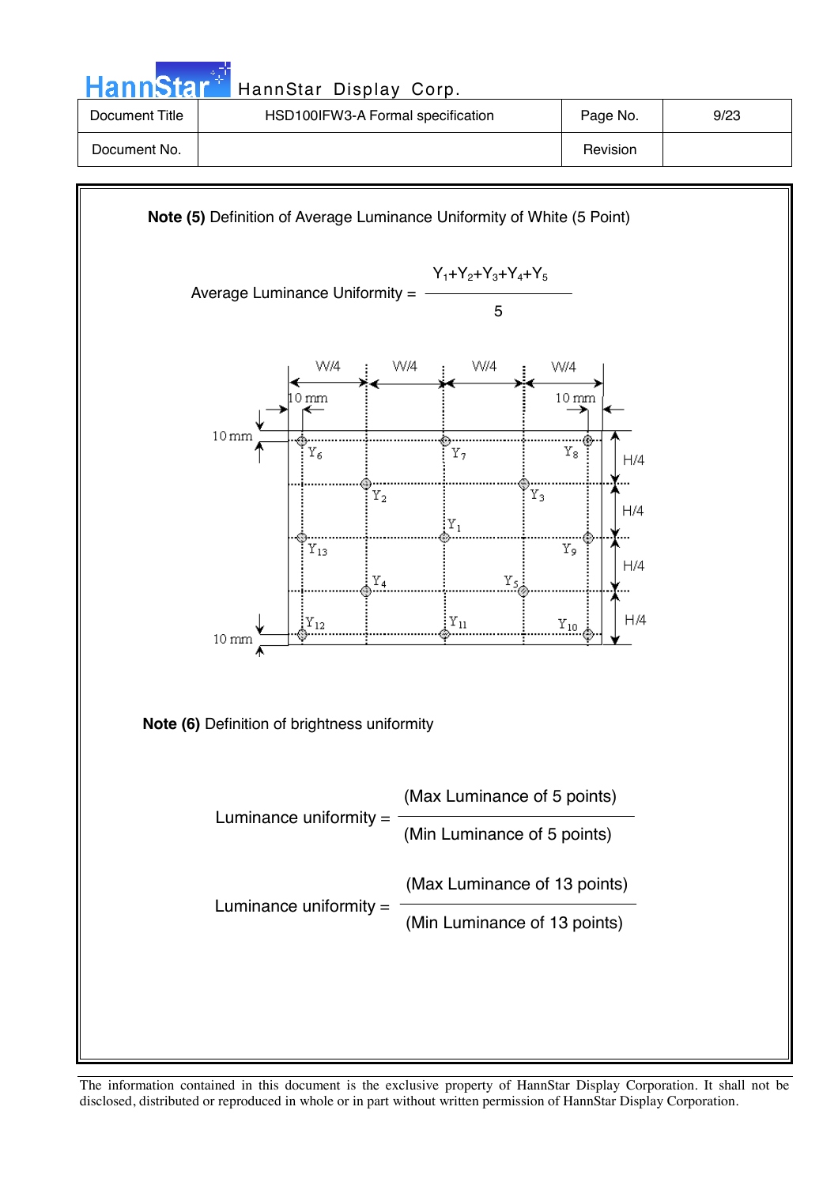**Note (5)** Definition of Average Luminance Uniformity of White (5 Point)

$$\text{Average Luminance Uniformity} = \frac{Y_1+Y_2+Y_3+Y_4+Y_5}{5}$$

**Note (6)** Definition of brightness uniformity

$$\text{Luminance uniformity} = \frac{\text{(Max Luminance of 5 points)}}{\text{(Min Luminance of 5 points)}}$$

$$\text{Luminance uniformity} = \frac{\text{(Max Luminance of 13 points)}}{\text{(Min Luminance of 13 points)}}$$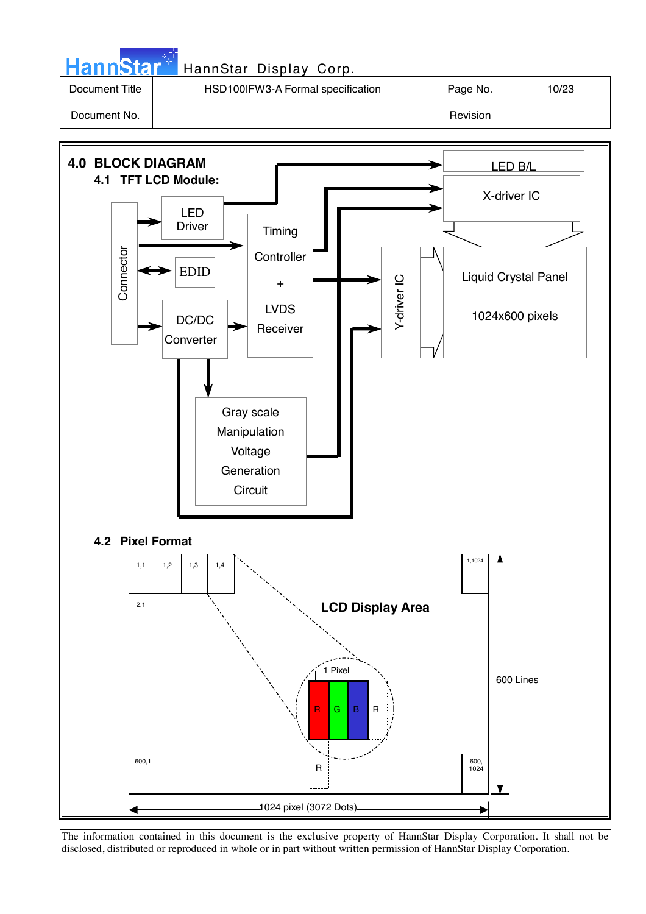## 4.0 BLOCK DIAGRAM

### 4.1 TFT LCD Module:

Connector

LED Driver

EDID

DC/DC Converter

Timing Controller + LVDS Receiver

Gray scale Manipulation Voltage Generation Circuit

LED B/L

X-driver IC

Y-driver IC

Liquid Crystal Panel

1024x600 pixels

### 4.2 Pixel Format

LCD Display Area

1,1 | 1,2 | 1,3 | 1,4 | 1,1024

2,1

600,1 | 600, 1024

1 Pixel: R G B

600 Lines

1024 pixel (3072 Dots)

The information contained in this document is the exclusive property of HannStar Display Corporation. It shall not be disclosed, distributed or reproduced in whole or in part without written permission of HannStar Display Corporation.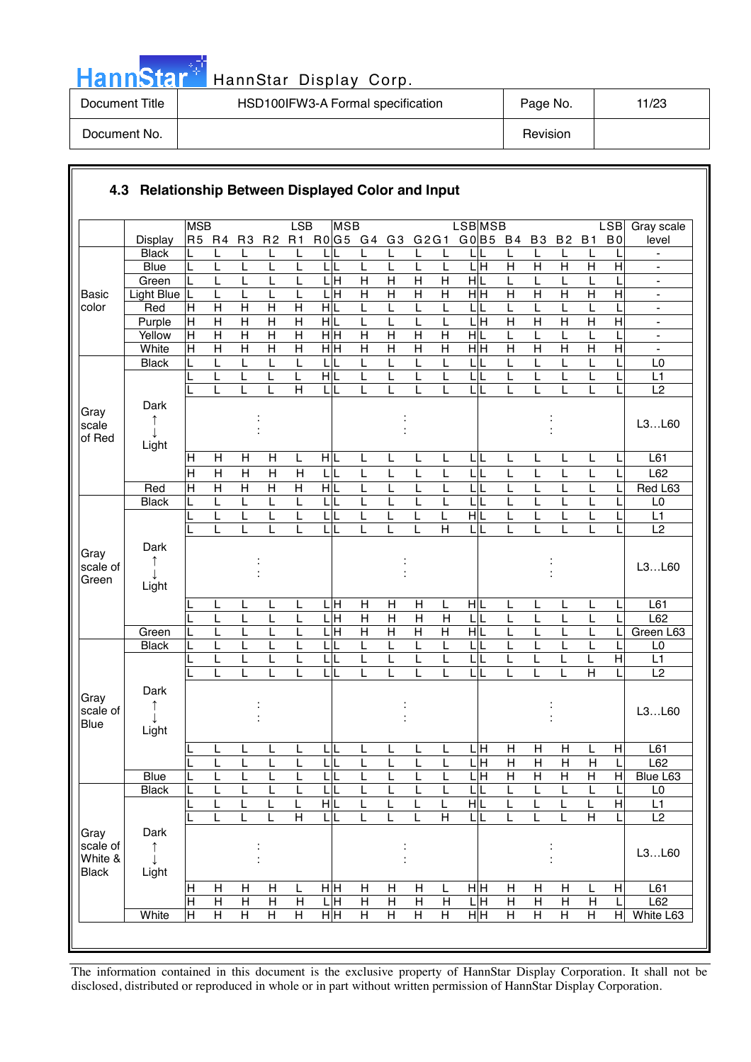## 4.3 Relationship Between Displayed Color and Input

| | Display | R5 (MSB) | R4 | R3 | R2 | R1 | R0 (LSB) | G5 (MSB) | G4 | G3 | G2 | G1 | G0 (LSB) | B5 (MSB) | B4 | B3 | B2 | B1 | B0 (LSB) | Gray scale level |
|---|---|---|---|---|---|---|---|---|---|---|---|---|---|---|---|---|---|---|---|---|
| Basic color | Black | L | L | L | L | L | L | L | L | L | L | L | L | L | L | L | L | L | L | - |
| | Blue | L | L | L | L | L | L | L | L | L | L | L | L | H | H | H | H | H | H | - |
| | Green | L | L | L | L | L | L | H | H | H | H | H | H | L | L | L | L | L | L | - |
| | Light Blue | L | L | L | L | L | L | H | H | H | H | H | H | H | H | H | H | H | H | - |
| | Red | H | H | H | H | H | H | L | L | L | L | L | L | L | L | L | L | L | L | - |
| | Purple | H | H | H | H | H | H | L | L | L | L | L | L | H | H | H | H | H | H | - |
| | Yellow | H | H | H | H | H | H | H | H | H | H | H | H | L | L | L | L | L | L | - |
| | White | H | H | H | H | H | H | H | H | H | H | H | H | H | H | H | H | H | H | - |
| Gray scale of Red | Black | L | L | L | L | L | L | L | L | L | L | L | L | L | L | L | L | L | L | L0 |
| | | L | L | L | L | L | H | L | L | L | L | L | L | L | L | L | L | L | L | L1 |
| | | L | L | L | L | H | L | L | L | L | L | L | L | L | L | L | L | L | L | L2 |
| | Dark ↑ ↓ Light | | | : | | | | | | : | | | | | | : | | | | L3…L60 |
| | | H | H | H | H | L | H | L | L | L | L | L | L | L | L | L | L | L | L | L61 |
| | | H | H | H | H | H | L | L | L | L | L | L | L | L | L | L | L | L | L | L62 |
| | Red | H | H | H | H | H | H | L | L | L | L | L | L | L | L | L | L | L | L | Red L63 |
| Gray scale of Green | Black | L | L | L | L | L | L | L | L | L | L | L | L | L | L | L | L | L | L | L0 |
| | | L | L | L | L | L | L | L | L | L | L | L | H | L | L | L | L | L | L | L1 |
| | | L | L | L | L | L | L | L | L | L | L | H | L | L | L | L | L | L | L | L2 |
| | Dark ↑ ↓ Light | | | : | | | | | | : | | | | | | : | | | | L3…L60 |
| | | L | L | L | L | L | L | H | H | H | H | L | H | L | L | L | L | L | L | L61 |
| | | L | L | L | L | L | L | H | H | H | H | H | L | L | L | L | L | L | L | L62 |
| | Green | L | L | L | L | L | L | H | H | H | H | H | H | L | L | L | L | L | L | Green L63 |
| Gray scale of Blue | Black | L | L | L | L | L | L | L | L | L | L | L | L | L | L | L | L | L | L | L0 |
| | | L | L | L | L | L | L | L | L | L | L | L | L | L | L | L | L | L | H | L1 |
| | | L | L | L | L | L | L | L | L | L | L | L | L | L | L | L | L | H | L | L2 |
| | Dark ↑ ↓ Light | | | : | | | | | | : | | | | | | : | | | | L3…L60 |
| | | L | L | L | L | L | L | L | L | L | L | L | L | H | H | H | H | L | H | L61 |
| | | L | L | L | L | L | L | L | L | L | L | L | L | H | H | H | H | H | L | L62 |
| | Blue | L | L | L | L | L | L | L | L | L | L | L | L | H | H | H | H | H | H | Blue L63 |
| Gray scale of White & Black | Black | L | L | L | L | L | L | L | L | L | L | L | L | L | L | L | L | L | L | L0 |
| | | L | L | L | L | L | H | L | L | L | L | L | H | L | L | L | L | L | H | L1 |
| | | L | L | L | L | H | L | L | L | L | L | H | L | L | L | L | L | H | L | L2 |
| | Dark ↑ ↓ Light | | | : | | | | | | : | | | | | | : | | | | L3…L60 |
| | | H | H | H | H | L | H | H | H | H | H | L | H | H | H | H | H | L | H | L61 |
| | | H | H | H | H | H | L | H | H | H | H | H | L | H | H | H | H | H | L | L62 |
| | White | H | H | H | H | H | H | H | H | H | H | H | H | H | H | H | H | H | H | White L63 |

The information contained in this document is the exclusive property of HannStar Display Corporation. It shall not be disclosed, distributed or reproduced in whole or in part without written permission of HannStar Display Corporation.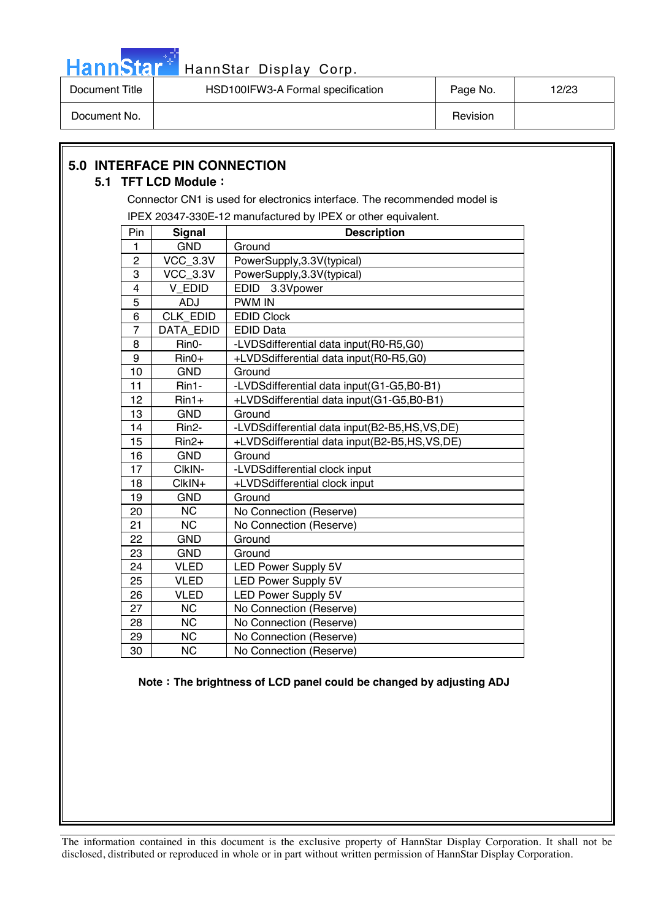## 5.0 INTERFACE PIN CONNECTION

### 5.1 TFT LCD Module：

Connector CN1 is used for electronics interface. The recommended model is IPEX 20347-330E-12 manufactured by IPEX or other equivalent.

| Pin | Signal | Description |
|---|---|---|
| 1 | GND | Ground |
| 2 | VCC_3.3V | PowerSupply,3.3V(typical) |
| 3 | VCC_3.3V | PowerSupply,3.3V(typical) |
| 4 | V_EDID | EDID 3.3Vpower |
| 5 | ADJ | PWM IN |
| 6 | CLK_EDID | EDID Clock |
| 7 | DATA_EDID | EDID Data |
| 8 | Rin0- | -LVDSdifferential data input(R0-R5,G0) |
| 9 | Rin0+ | +LVDSdifferential data input(R0-R5,G0) |
| 10 | GND | Ground |
| 11 | Rin1- | -LVDSdifferential data input(G1-G5,B0-B1) |
| 12 | Rin1+ | +LVDSdifferential data input(G1-G5,B0-B1) |
| 13 | GND | Ground |
| 14 | Rin2- | -LVDSdifferential data input(B2-B5,HS,VS,DE) |
| 15 | Rin2+ | +LVDSdifferential data input(B2-B5,HS,VS,DE) |
| 16 | GND | Ground |
| 17 | ClkIN- | -LVDSdifferential clock input |
| 18 | ClkIN+ | +LVDSdifferential clock input |
| 19 | GND | Ground |
| 20 | NC | No Connection (Reserve) |
| 21 | NC | No Connection (Reserve) |
| 22 | GND | Ground |
| 23 | GND | Ground |
| 24 | VLED | LED Power Supply 5V |
| 25 | VLED | LED Power Supply 5V |
| 26 | VLED | LED Power Supply 5V |
| 27 | NC | No Connection (Reserve) |
| 28 | NC | No Connection (Reserve) |
| 29 | NC | No Connection (Reserve) |
| 30 | NC | No Connection (Reserve) |

**Note：The brightness of LCD panel could be changed by adjusting ADJ**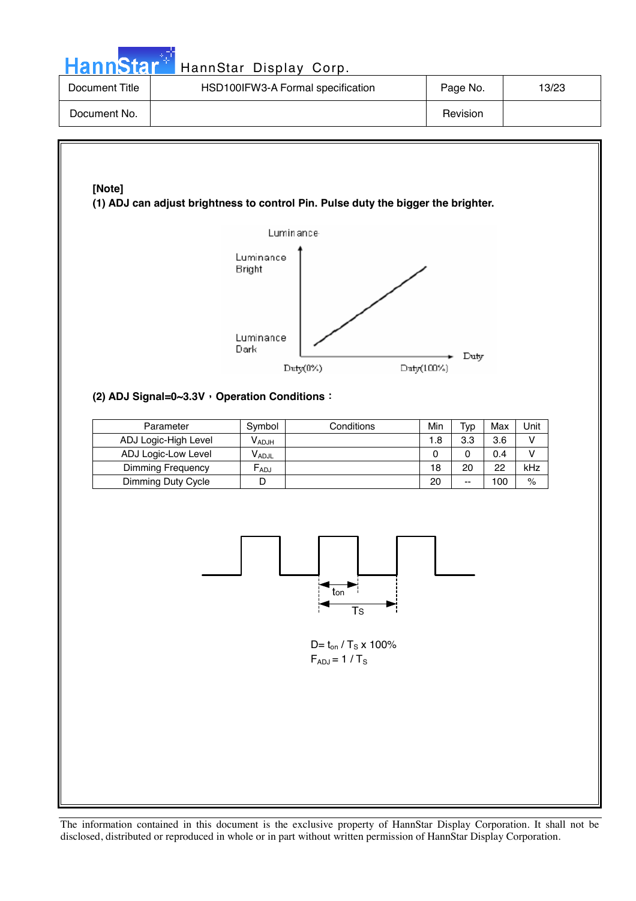**[Note]**

**(1) ADJ can adjust brightness to control Pin. Pulse duty the bigger the brighter.**

Luminance

Luminance Bright

Luminance Dark

Duty(0%) Duty(100%) Duty

**(2) ADJ Signal=0~3.3V，Operation Conditions：**

| Parameter | Symbol | Conditions | Min | Typ | Max | Unit |
|---|---|---|---|---|---|---|
| ADJ Logic-High Level | $V_{ADJH}$ | | 1.8 | 3.3 | 3.6 | V |
| ADJ Logic-Low Level | $V_{ADJL}$ | | 0 | 0 | 0.4 | V |
| Dimming Frequency | $F_{ADJ}$ | | 18 | 20 | 22 | kHz |
| Dimming Duty Cycle | D | | 20 | -- | 100 | % |

ton

Ts

$D = t_{on} / T_S \times 100\%$

$F_{ADJ} = 1 / T_S$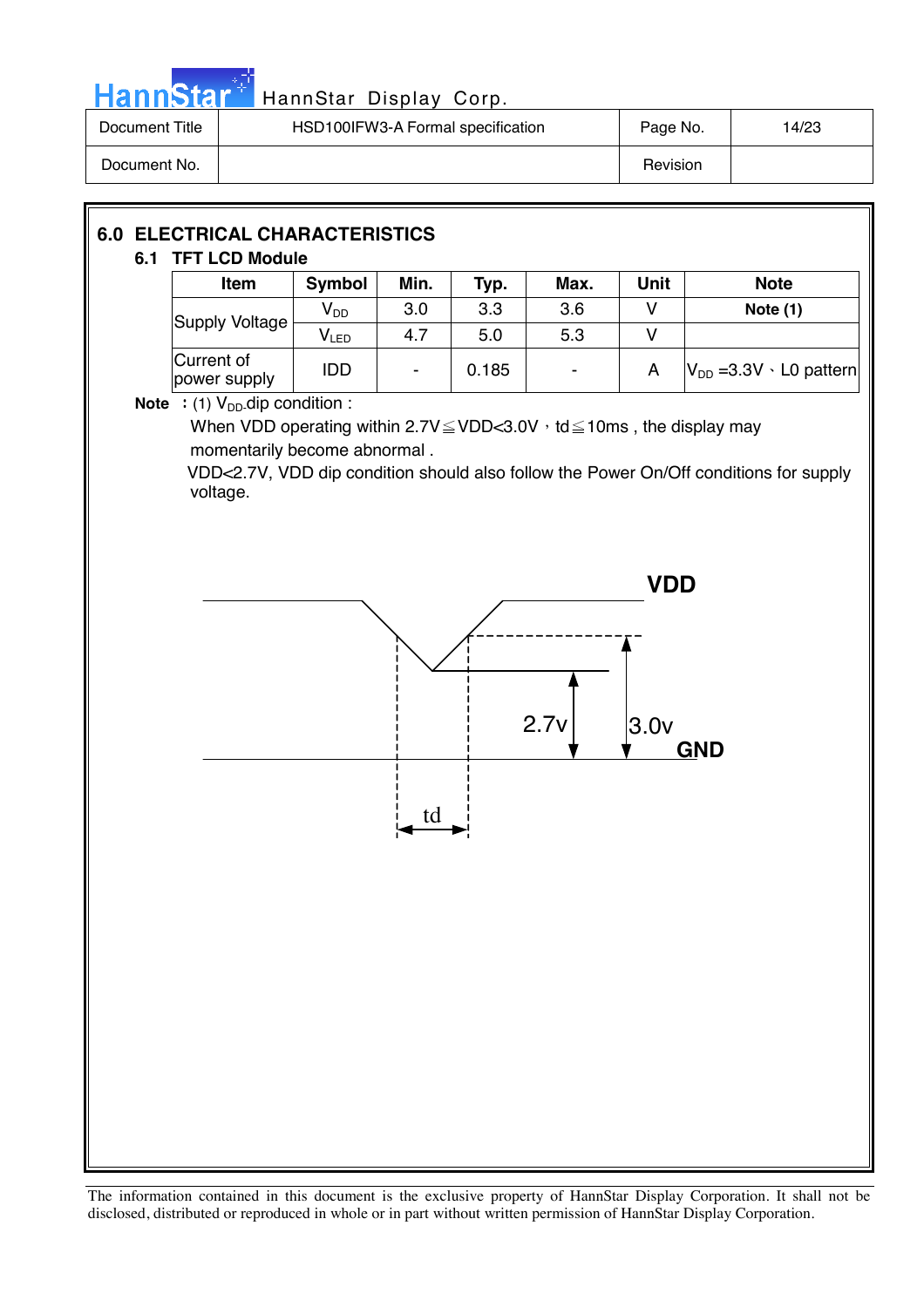## 6.0 ELECTRICAL CHARACTERISTICS

### 6.1 TFT LCD Module

| Item | Symbol | Min. | Typ. | Max. | Unit | Note |
|---|---|---|---|---|---|---|
| Supply Voltage | $V_{DD}$ | 3.0 | 3.3 | 3.6 | V | **Note (1)** |
| | $V_{LED}$ | 4.7 | 5.0 | 5.3 | V | |
| Current of power supply | IDD | - | 0.185 | - | A | $V_{DD}$ =3.3V、L0 pattern |

**Note** : (1) $V_{DD}$ dip condition :

When VDD operating within 2.7V≦VDD<3.0V，td≦10ms , the display may momentarily become abnormal .

VDD<2.7V, VDD dip condition should also follow the Power On/Off conditions for supply voltage.

VDD

2.7v

3.0v

GND

td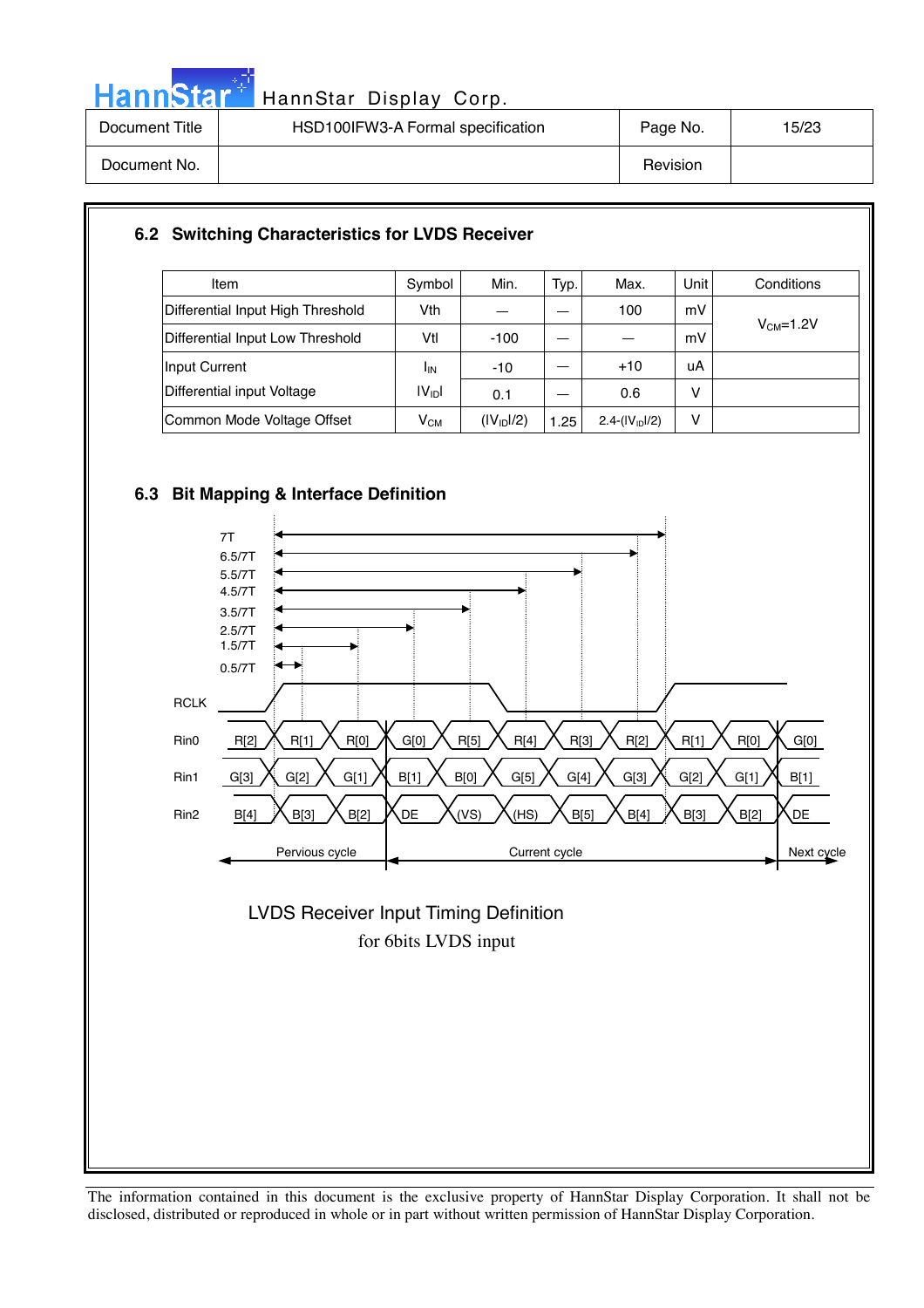## 6.2 Switching Characteristics for LVDS Receiver

| Item | Symbol | Min. | Typ. | Max. | Unit | Conditions |
|---|---|---|---|---|---|---|
| Differential Input High Threshold | Vth | — | — | 100 | mV | $V_{CM}$=1.2V |
| Differential Input Low Threshold | Vtl | -100 | — | — | mV | |
| Input Current | $I_{IN}$ | -10 | — | +10 | uA | |
| Differential input Voltage | $\lvert V_{ID} \rvert$ | 0.1 | — | 0.6 | V | |
| Common Mode Voltage Offset | $V_{CM}$ | ($\lvert V_{ID} \rvert$/2) | 1.25 | 2.4-($\lvert V_{ID} \rvert$/2) | V | |

## 6.3 Bit Mapping & Interface Definition

7T
6.5/7T
5.5/7T
4.5/7T
3.5/7T
2.5/7T
1.5/7T
0.5/7T

RCLK

| Signal | Previous cycle | | | Current cycle | | | | | | | Next cycle |
|---|---|---|---|---|---|---|---|---|---|---|---|
| Rin0 | R[2] | R[1] | R[0] | G[0] | R[5] | R[4] | R[3] | R[2] | R[1] | R[0] | G[0] |
| Rin1 | G[3] | G[2] | G[1] | B[1] | B[0] | G[5] | G[4] | G[3] | G[2] | G[1] | B[1] |
| Rin2 | B[4] | B[3] | B[2] | DE | (VS) | (HS) | B[5] | B[4] | B[3] | B[2] | DE |

Pervious cycle — Current cycle — Next cycle

LVDS Receiver Input Timing Definition
for 6bits LVDS input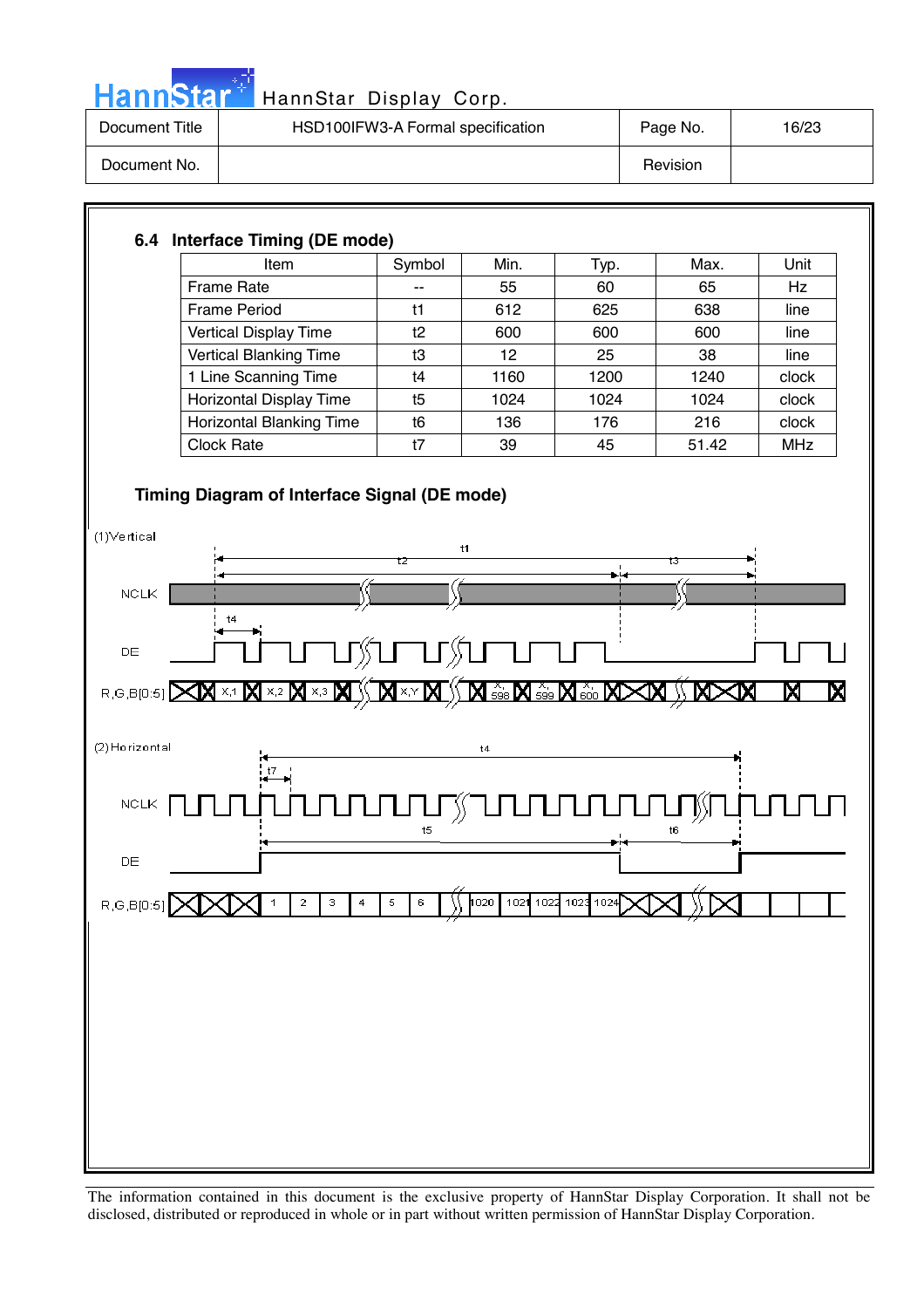### 6.4 Interface Timing (DE mode)

| Item | Symbol | Min. | Typ. | Max. | Unit |
|---|---|---|---|---|---|
| Frame Rate | -- | 55 | 60 | 65 | Hz |
| Frame Period | t1 | 612 | 625 | 638 | line |
| Vertical Display Time | t2 | 600 | 600 | 600 | line |
| Vertical Blanking Time | t3 | 12 | 25 | 38 | line |
| 1 Line Scanning Time | t4 | 1160 | 1200 | 1240 | clock |
| Horizontal Display Time | t5 | 1024 | 1024 | 1024 | clock |
| Horizontal Blanking Time | t6 | 136 | 176 | 216 | clock |
| Clock Rate | t7 | 39 | 45 | 51.42 | MHz |

### Timing Diagram of Interface Signal (DE mode)

(1)Vertical

t1, t2, t3, t4

NCLK

DE

R,G,B[0:5] X,1 X,2 X,3 X,Y X,598 X,599 X,600

(2)Horizontal

t4, t7, t5, t6

NCLK

DE

R,G,B[0:5] 1 2 3 4 5 6 1020 1021 1022 1023 1024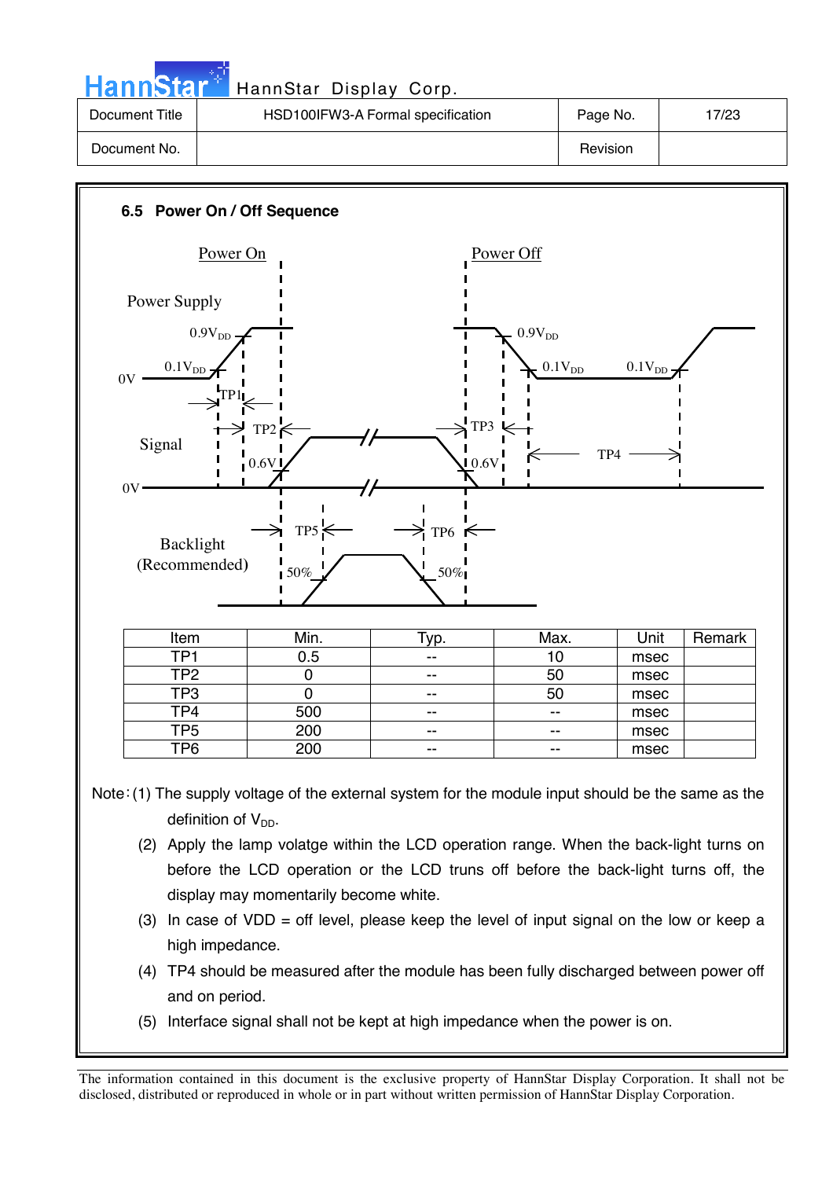### 6.5 Power On / Off Sequence

| Item | Min. | Typ. | Max. | Unit | Remark |
|---|---|---|---|---|---|
| TP1 | 0.5 | -- | 10 | msec | |
| TP2 | 0 | -- | 50 | msec | |
| TP3 | 0 | -- | 50 | msec | |
| TP4 | 500 | -- | -- | msec | |
| TP5 | 200 | -- | -- | msec | |
| TP6 | 200 | -- | -- | msec | |

Note：(1) The supply voltage of the external system for the module input should be the same as the definition of $V_{DD}$.

(2) Apply the lamp volatge within the LCD operation range. When the back-light turns on before the LCD operation or the LCD truns off before the back-light turns off, the display may momentarily become white.

(3) In case of VDD = off level, please keep the level of input signal on the low or keep a high impedance.

(4) TP4 should be measured after the module has been fully discharged between power off and on period.

(5) Interface signal shall not be kept at high impedance when the power is on.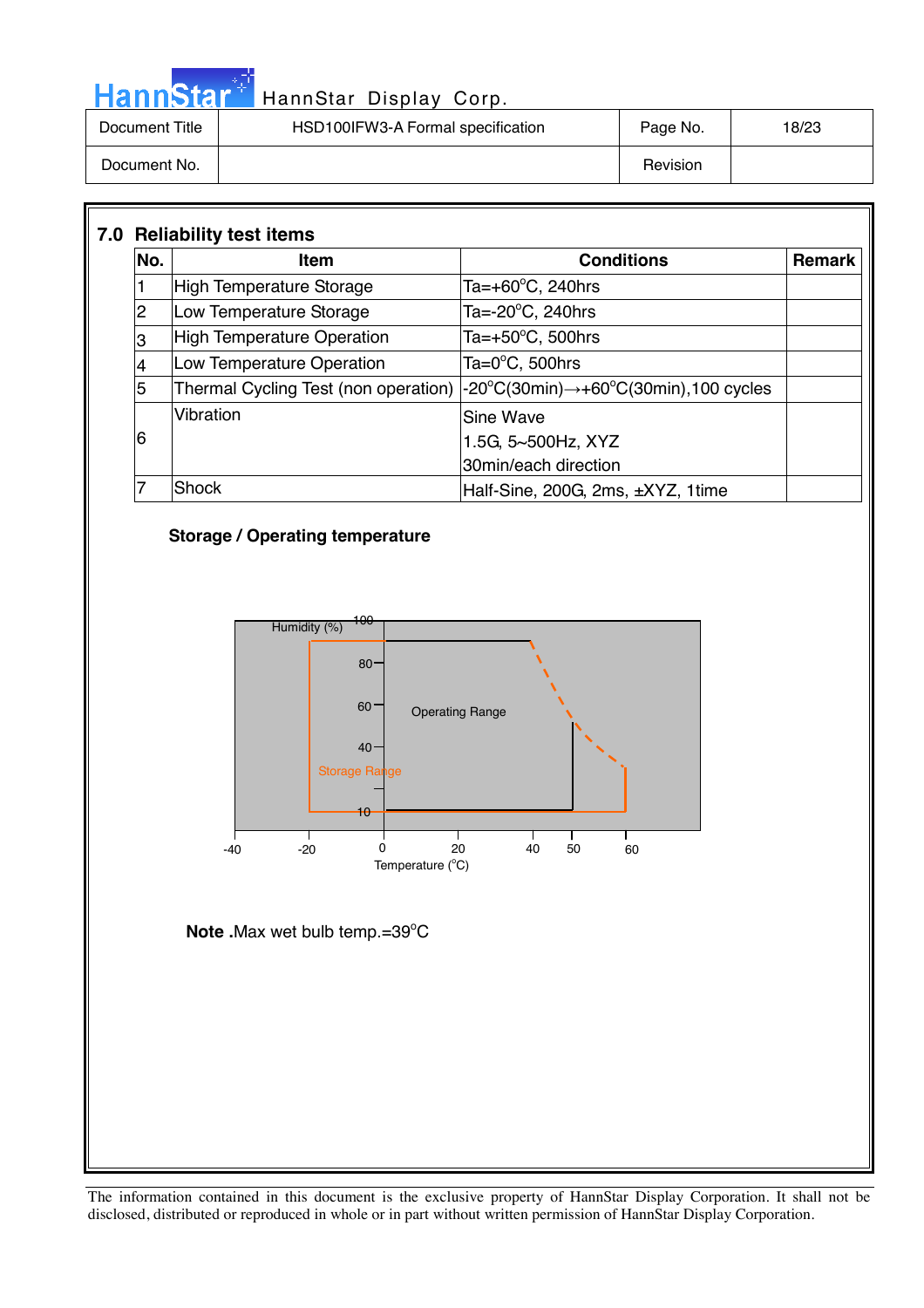## 7.0 Reliability test items

| No. | Item | Conditions | Remark |
|---|---|---|---|
| 1 | High Temperature Storage | Ta=+60°C, 240hrs | |
| 2 | Low Temperature Storage | Ta=-20°C, 240hrs | |
| 3 | High Temperature Operation | Ta=+50°C, 500hrs | |
| 4 | Low Temperature Operation | Ta=0°C, 500hrs | |
| 5 | Thermal Cycling Test (non operation) | -20°C(30min)→+60°C(30min),100 cycles | |
| 6 | Vibration | Sine Wave<br>1.5G, 5~500Hz, XYZ<br>30min/each direction | |
| 7 | Shock | Half-Sine, 200G, 2ms, ±XYZ, 1time | |

**Storage / Operating temperature**

Humidity (%)

100

80

60

40

10

Operating Range

Storage Range

-40 -20 0 20 40 50 60

Temperature (°C)

**Note .**Max wet bulb temp.=39°C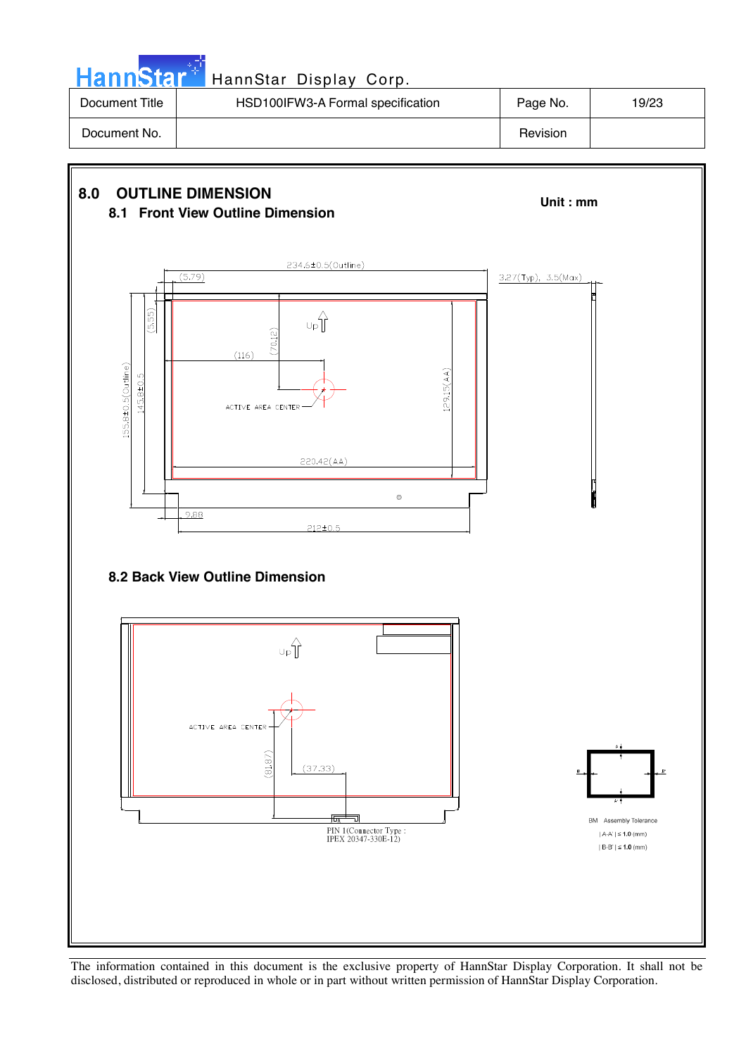## 8.0 OUTLINE DIMENSION

**Unit : mm**

### 8.1 Front View Outline Dimension

234.6±0.5(Outline)

(5.79)

3.27(Typ), 3.5(Max)

(5.55)

(70.12)

Up

(116)

155.8±0.5(Outline)

145.8±0.5

129.15(AA)

ACTIVE AREA CENTER

220.42(AA)

9.88

212±0.5

### 8.2 Back View Outline Dimension

Up

ACTIVE AREA CENTER

(81.87)

(37.33)

PIN 1(Connector Type : IPEX 20347-330E-12)

BM Assembly Tolerance

| A-A' | ≤ 1.0 (mm)

| B-B' | ≤ 1.0 (mm)

The information contained in this document is the exclusive property of HannStar Display Corporation. It shall not be disclosed, distributed or reproduced in whole or in part without written permission of HannStar Display Corporation.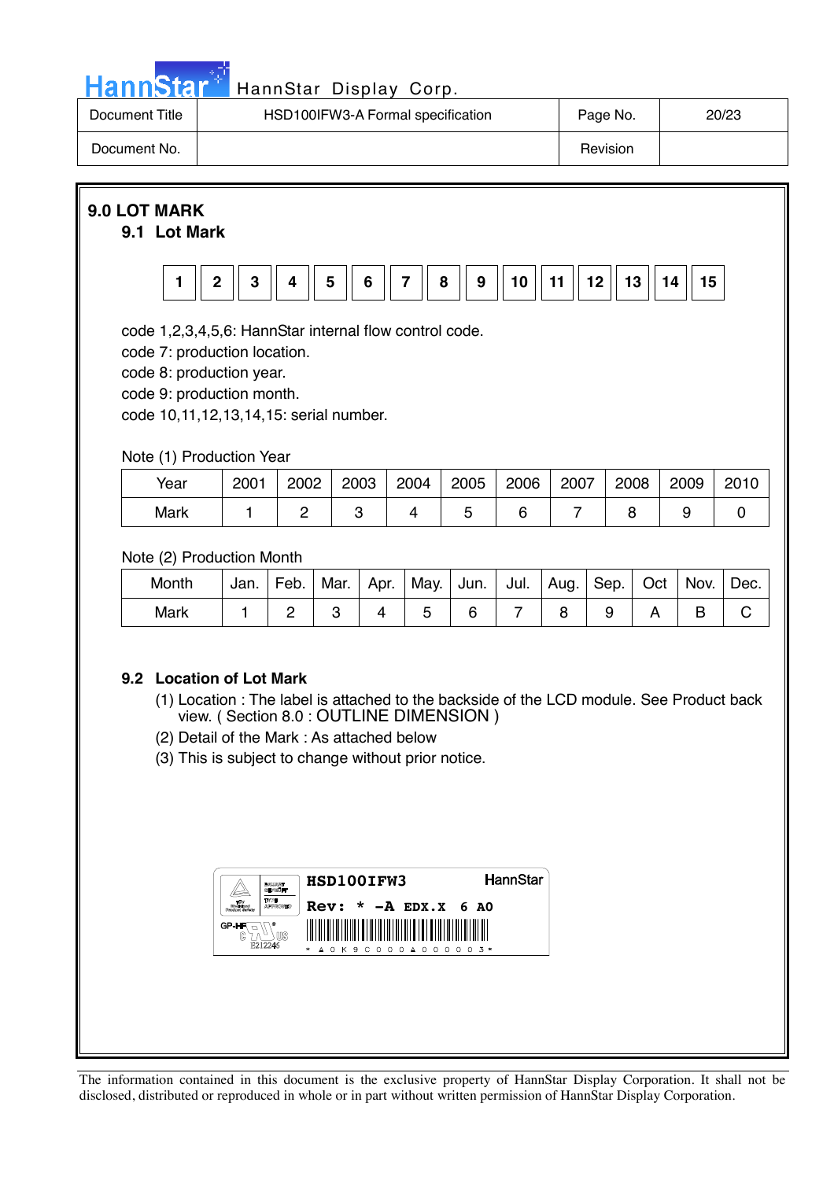| Document Title | HSD100IFW3-A Formal specification | Page No. | 20/23 |
|---|---|---|---|
| Document No. | | Revision | |

# 9.0 LOT MARK

## 9.1 Lot Mark

| 1 | 2 | 3 | 4 | 5 | 6 | 7 | 8 | 9 | 10 | 11 | 12 | 13 | 14 | 15 |
|---|---|---|---|---|---|---|---|---|---|---|---|---|---|---|

code 1,2,3,4,5,6: HannStar internal flow control code.
code 7: production location.
code 8: production year.
code 9: production month.
code 10,11,12,13,14,15: serial number.

Note (1) Production Year

| Year | 2001 | 2002 | 2003 | 2004 | 2005 | 2006 | 2007 | 2008 | 2009 | 2010 |
|---|---|---|---|---|---|---|---|---|---|---|
| Mark | 1 | 2 | 3 | 4 | 5 | 6 | 7 | 8 | 9 | 0 |

Note (2) Production Month

| Month | Jan. | Feb. | Mar. | Apr. | May. | Jun. | Jul. | Aug. | Sep. | Oct | Nov. | Dec. |
|---|---|---|---|---|---|---|---|---|---|---|---|---|
| Mark | 1 | 2 | 3 | 4 | 5 | 6 | 7 | 8 | 9 | A | B | C |

## 9.2 Location of Lot Mark

(1) Location : The label is attached to the backside of the LCD module. See Product back view. ( Section 8.0 : OUTLINE DIMENSION )
(2) Detail of the Mark : As attached below
(3) This is subject to change without prior notice.

HSD100IFW3 HannStar
Rev: * -A EDX.X 6 A0
GP-HF E212245
* A 0 K 9 C 0 0 0 A 0 0 0 0 0 3 *

The information contained in this document is the exclusive property of HannStar Display Corporation. It shall not be disclosed, distributed or reproduced in whole or in part without written permission of HannStar Display Corporation.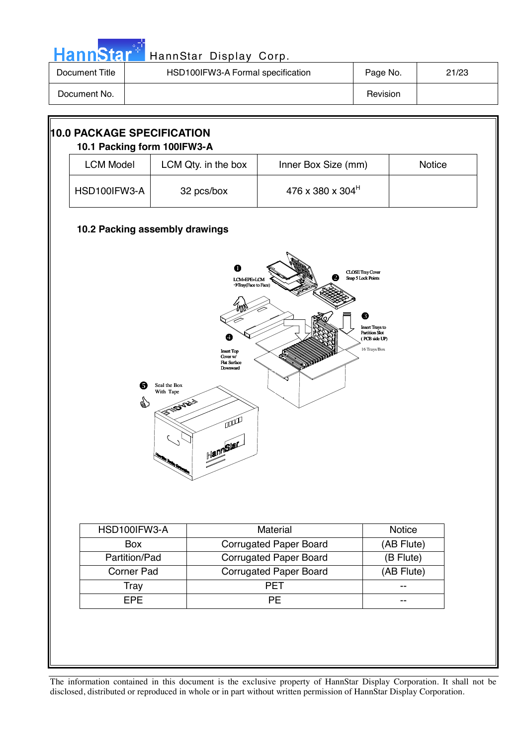# 10.0 PACKAGE SPECIFICATION

## 10.1 Packing form 100IFW3-A

| LCM Model | LCM Qty. in the box | Inner Box Size (mm) | Notice |
|---|---|---|---|
| HSD100IFW3-A | 32 pcs/box | 476 x 380 x 304[H] | |

## 10.2 Packing assembly drawings

❶ LCM+EPE+LCM →Tray(Face to Face)

❷ CLOSE Tray Cover Snap 5 Lock Points

❸ Insert Trays to Partition Slot ( PCB side UP) 16 Trays/Box

❹ Insert Top Cover w/ Flat Surface Downward

❺ Seal the Box With Tape

| HSD100IFW3-A | Material | Notice |
|---|---|---|
| Box | Corrugated Paper Board | (AB Flute) |
| Partition/Pad | Corrugated Paper Board | (B Flute) |
| Corner Pad | Corrugated Paper Board | (AB Flute) |
| Tray | PET | -- |
| EPE | PE | -- |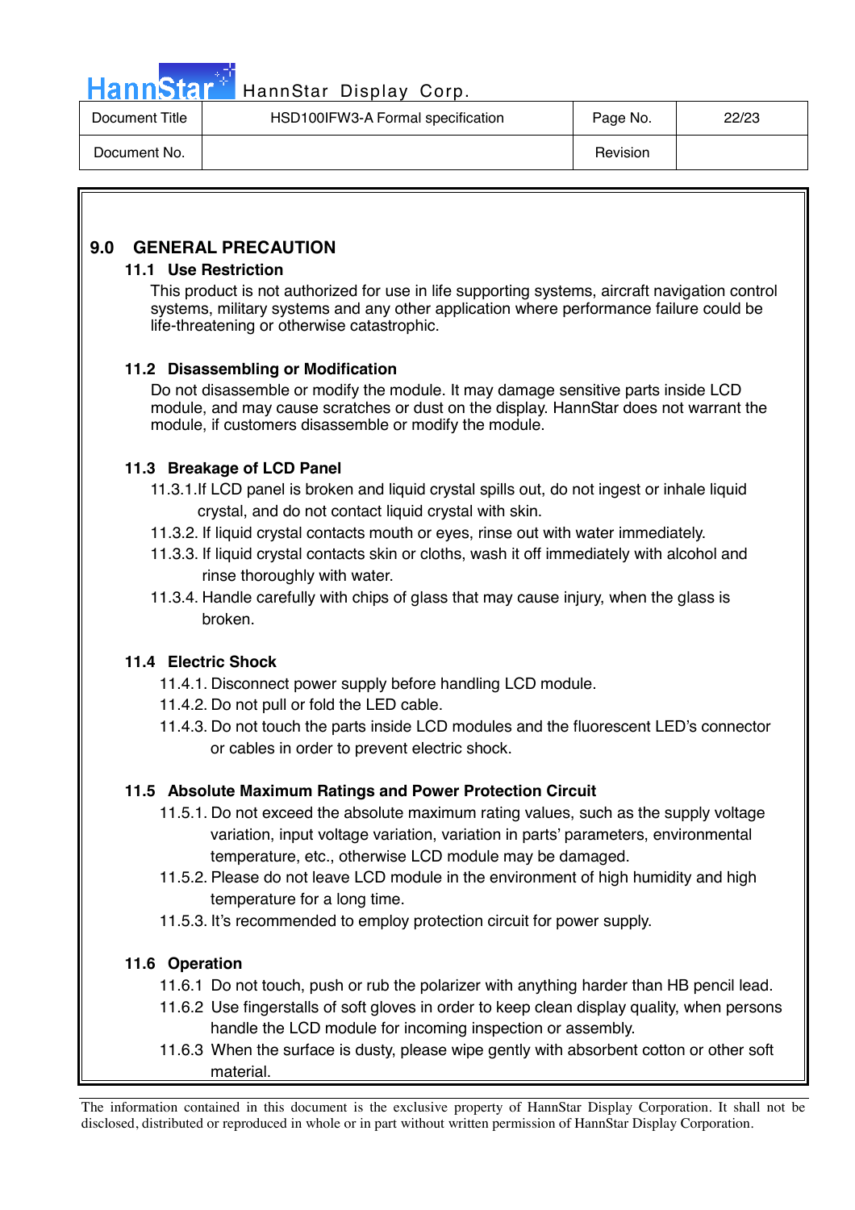## 9.0 GENERAL PRECAUTION

### 11.1 Use Restriction

This product is not authorized for use in life supporting systems, aircraft navigation control systems, military systems and any other application where performance failure could be life-threatening or otherwise catastrophic.

### 11.2 Disassembling or Modification

Do not disassemble or modify the module. It may damage sensitive parts inside LCD module, and may cause scratches or dust on the display. HannStar does not warrant the module, if customers disassemble or modify the module.

### 11.3 Breakage of LCD Panel

11.3.1.If LCD panel is broken and liquid crystal spills out, do not ingest or inhale liquid crystal, and do not contact liquid crystal with skin.

11.3.2. If liquid crystal contacts mouth or eyes, rinse out with water immediately.

11.3.3. If liquid crystal contacts skin or cloths, wash it off immediately with alcohol and rinse thoroughly with water.

11.3.4. Handle carefully with chips of glass that may cause injury, when the glass is broken.

### 11.4 Electric Shock

11.4.1. Disconnect power supply before handling LCD module.

11.4.2. Do not pull or fold the LED cable.

11.4.3. Do not touch the parts inside LCD modules and the fluorescent LED's connector or cables in order to prevent electric shock.

### 11.5 Absolute Maximum Ratings and Power Protection Circuit

11.5.1. Do not exceed the absolute maximum rating values, such as the supply voltage variation, input voltage variation, variation in parts' parameters, environmental temperature, etc., otherwise LCD module may be damaged.

11.5.2. Please do not leave LCD module in the environment of high humidity and high temperature for a long time.

11.5.3. It's recommended to employ protection circuit for power supply.

### 11.6 Operation

11.6.1 Do not touch, push or rub the polarizer with anything harder than HB pencil lead.

11.6.2 Use fingerstalls of soft gloves in order to keep clean display quality, when persons handle the LCD module for incoming inspection or assembly.

11.6.3 When the surface is dusty, please wipe gently with absorbent cotton or other soft material.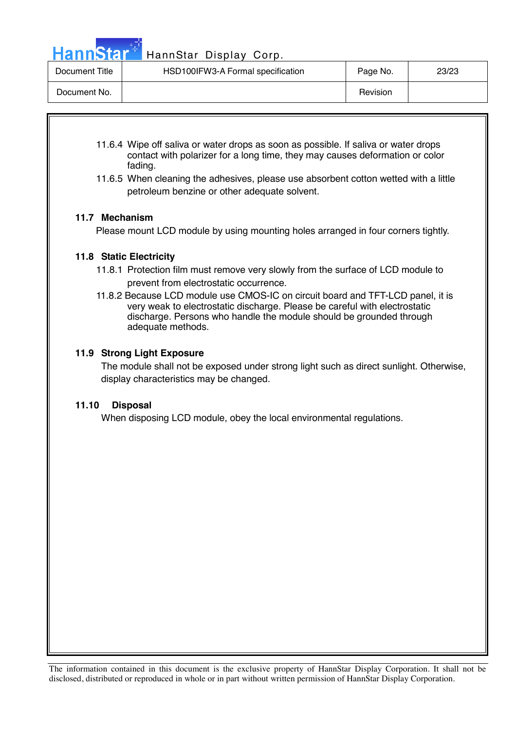11.6.4 Wipe off saliva or water drops as soon as possible. If saliva or water drops contact with polarizer for a long time, they may causes deformation or color fading.

11.6.5 When cleaning the adhesives, please use absorbent cotton wetted with a little petroleum benzine or other adequate solvent.

**11.7 Mechanism**

Please mount LCD module by using mounting holes arranged in four corners tightly.

**11.8 Static Electricity**

11.8.1 Protection film must remove very slowly from the surface of LCD module to prevent from electrostatic occurrence.

11.8.2 Because LCD module use CMOS-IC on circuit board and TFT-LCD panel, it is very weak to electrostatic discharge. Please be careful with electrostatic discharge. Persons who handle the module should be grounded through adequate methods.

**11.9 Strong Light Exposure**

The module shall not be exposed under strong light such as direct sunlight. Otherwise, display characteristics may be changed.

**11.10 Disposal**

When disposing LCD module, obey the local environmental regulations.